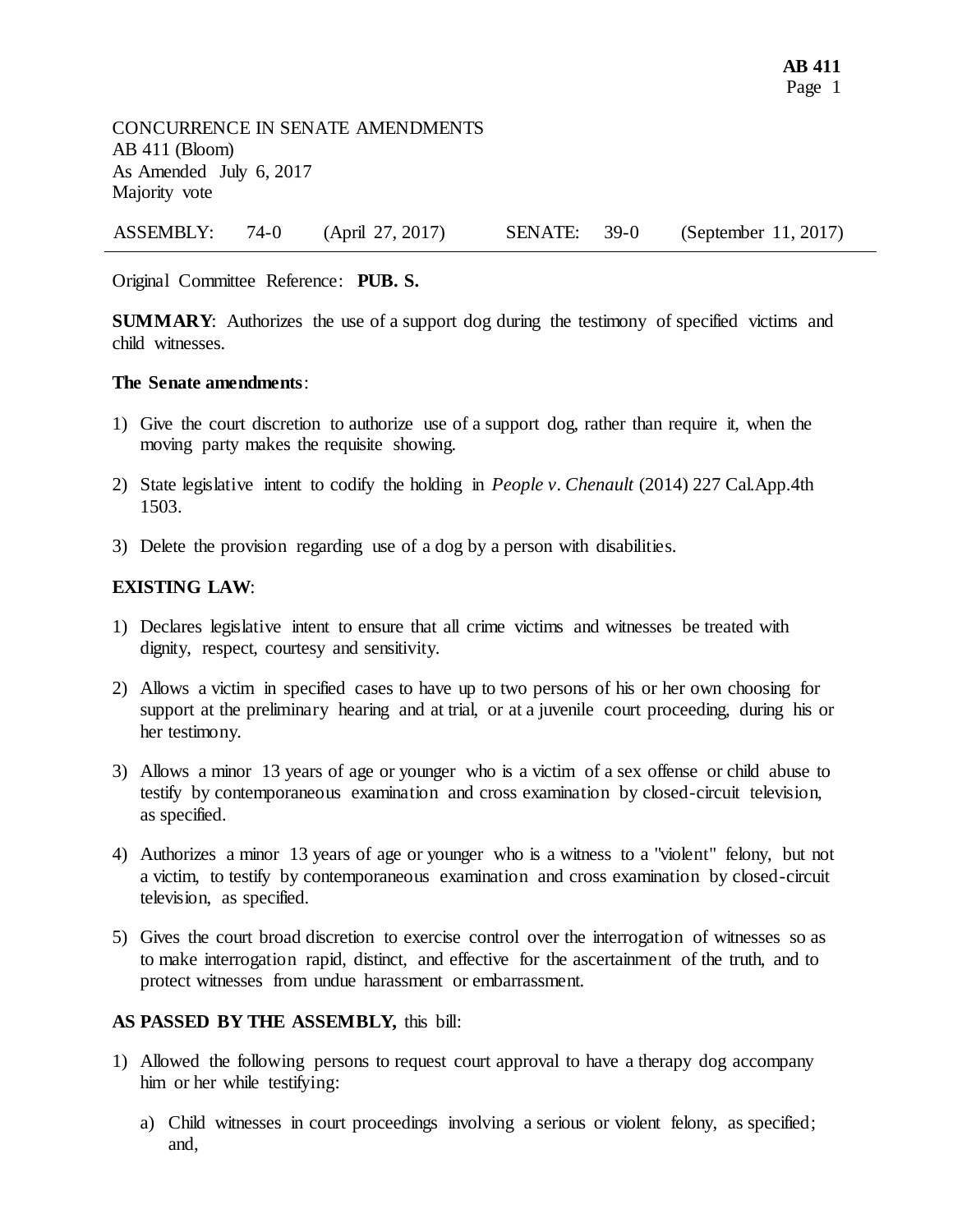CONCURRENCE IN SENATE AMENDMENTS
AB 411 (Bloom)
As Amended July 6, 2017
Majority vote

| ASSEMBLY: | 74-0 | (April 27, 2017) | SENATE: | 39-0 | (September 11, 2017) |
|---|---|---|---|---|---|

Original Committee Reference: **PUB. S.**

**SUMMARY**: Authorizes the use of a support dog during the testimony of specified victims and child witnesses.

**The Senate amendments**:

1) Give the court discretion to authorize use of a support dog, rather than require it, when the moving party makes the requisite showing.

2) State legislative intent to codify the holding in *People v. Chenault* (2014) 227 Cal.App.4th 1503.

3) Delete the provision regarding use of a dog by a person with disabilities.

**EXISTING LAW**:

1) Declares legislative intent to ensure that all crime victims and witnesses be treated with dignity, respect, courtesy and sensitivity.

2) Allows a victim in specified cases to have up to two persons of his or her own choosing for support at the preliminary hearing and at trial, or at a juvenile court proceeding, during his or her testimony.

3) Allows a minor 13 years of age or younger who is a victim of a sex offense or child abuse to testify by contemporaneous examination and cross examination by closed-circuit television, as specified.

4) Authorizes a minor 13 years of age or younger who is a witness to a "violent" felony, but not a victim, to testify by contemporaneous examination and cross examination by closed-circuit television, as specified.

5) Gives the court broad discretion to exercise control over the interrogation of witnesses so as to make interrogation rapid, distinct, and effective for the ascertainment of the truth, and to protect witnesses from undue harassment or embarrassment.

**AS PASSED BY THE ASSEMBLY,** this bill:

1) Allowed the following persons to request court approval to have a therapy dog accompany him or her while testifying:

   a) Child witnesses in court proceedings involving a serious or violent felony, as specified; and,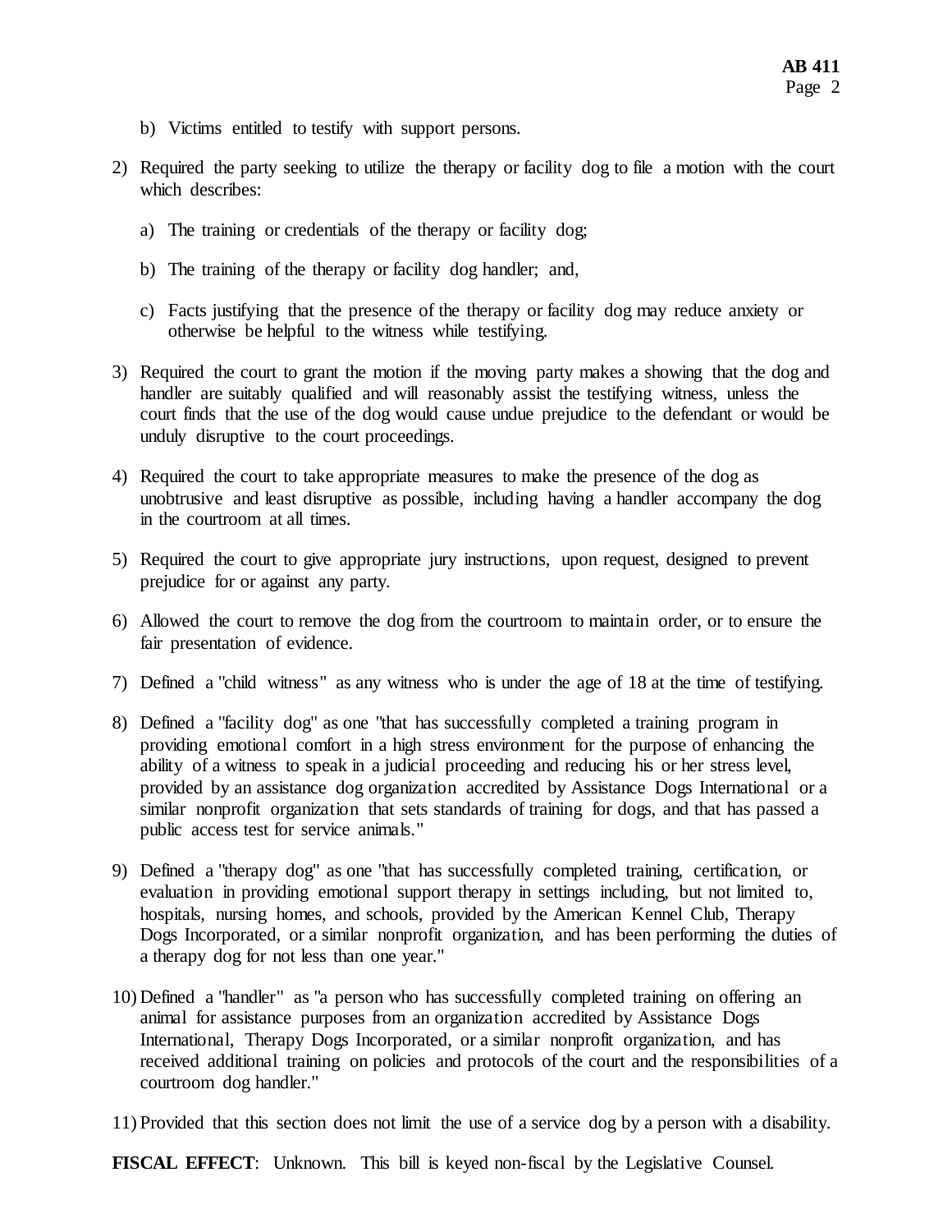b) Victims entitled to testify with support persons.

2) Required the party seeking to utilize the therapy or facility dog to file a motion with the court which describes:

   a) The training or credentials of the therapy or facility dog;

   b) The training of the therapy or facility dog handler; and,

   c) Facts justifying that the presence of the therapy or facility dog may reduce anxiety or otherwise be helpful to the witness while testifying.

3) Required the court to grant the motion if the moving party makes a showing that the dog and handler are suitably qualified and will reasonably assist the testifying witness, unless the court finds that the use of the dog would cause undue prejudice to the defendant or would be unduly disruptive to the court proceedings.

4) Required the court to take appropriate measures to make the presence of the dog as unobtrusive and least disruptive as possible, including having a handler accompany the dog in the courtroom at all times.

5) Required the court to give appropriate jury instructions, upon request, designed to prevent prejudice for or against any party.

6) Allowed the court to remove the dog from the courtroom to maintain order, or to ensure the fair presentation of evidence.

7) Defined a "child witness" as any witness who is under the age of 18 at the time of testifying.

8) Defined a "facility dog" as one "that has successfully completed a training program in providing emotional comfort in a high stress environment for the purpose of enhancing the ability of a witness to speak in a judicial proceeding and reducing his or her stress level, provided by an assistance dog organization accredited by Assistance Dogs International or a similar nonprofit organization that sets standards of training for dogs, and that has passed a public access test for service animals."

9) Defined a "therapy dog" as one "that has successfully completed training, certification, or evaluation in providing emotional support therapy in settings including, but not limited to, hospitals, nursing homes, and schools, provided by the American Kennel Club, Therapy Dogs Incorporated, or a similar nonprofit organization, and has been performing the duties of a therapy dog for not less than one year."

10) Defined a "handler" as "a person who has successfully completed training on offering an animal for assistance purposes from an organization accredited by Assistance Dogs International, Therapy Dogs Incorporated, or a similar nonprofit organization, and has received additional training on policies and protocols of the court and the responsibilities of a courtroom dog handler."

11) Provided that this section does not limit the use of a service dog by a person with a disability.

**FISCAL EFFECT**: Unknown. This bill is keyed non-fiscal by the Legislative Counsel.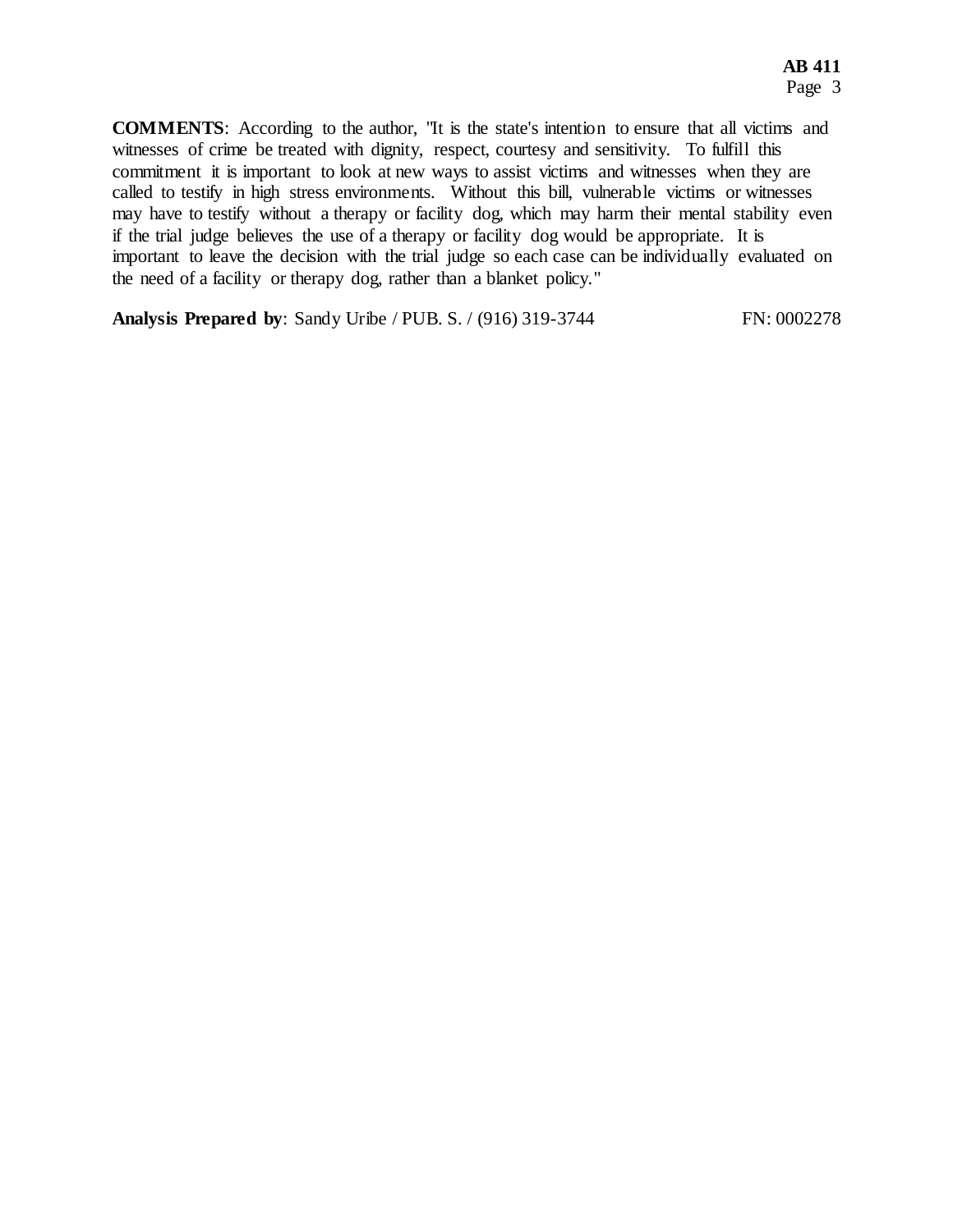**COMMENTS**: According to the author, "It is the state's intention to ensure that all victims and witnesses of crime be treated with dignity, respect, courtesy and sensitivity. To fulfill this commitment it is important to look at new ways to assist victims and witnesses when they are called to testify in high stress environments. Without this bill, vulnerable victims or witnesses may have to testify without a therapy or facility dog, which may harm their mental stability even if the trial judge believes the use of a therapy or facility dog would be appropriate. It is important to leave the decision with the trial judge so each case can be individually evaluated on the need of a facility or therapy dog, rather than a blanket policy."

**Analysis Prepared by**: Sandy Uribe / PUB. S. / (916) 319-3744 FN: 0002278